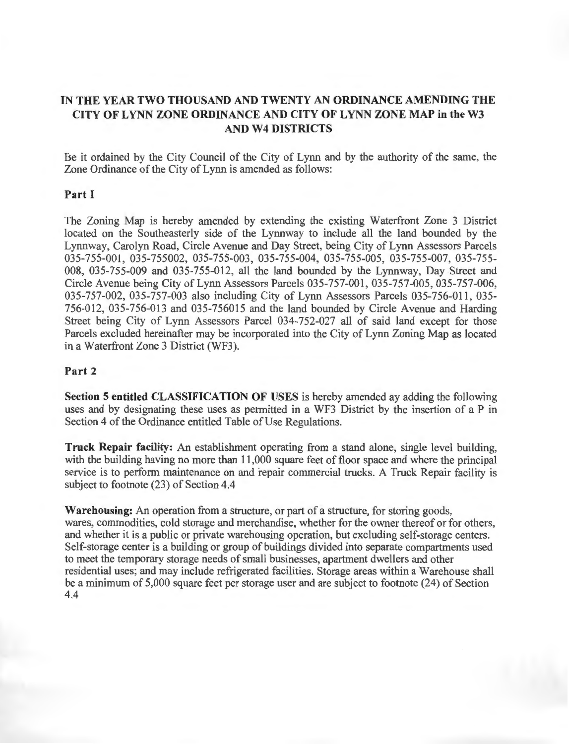# IN THE YEAR TWO THOUSAND AND TWENTY AN ORDINANCE AMENDING THE CITY OF LYNN ZONE ORDINANCE AND CITY OF LYNN ZONE MAP in the W3 AND W4 DISTRICTS

Be it ordained by the City Council of the City of Lynn and by the authority of the same, the Zone Ordinance of the City of Lynn is amended as follows:

## Part I

The Zoning Map is hereby amended by extending the existing Waterfront Zone 3 District located on the Southeasterly side of the Lynnway to include all the land bounded by the Lynnway, Carolyn Road, Circle Avenue and Day Street, being City of Lynn Assessors Parcels 035-755-001, 035-755002, 035-755-003, 035-755-004, 035-755-005, 035-755-007, 035-755-008, 035-755-009 and 035-755-012, all the land bounded by the Lynnway, Day Street and Circle Avenue being City of Lynn Assessors Parcels 035-757-001, 035-757-005, 035-757-006, 035-757-002, 035-757-003 also including City of Lynn Assessors Parcels 035-756-011, 035-756-012, 035-756-013 and 035-756015 and the land bounded by Circle Avenue and Harding Street being City of Lynn Assessors Parcel 034-752-027 all of said land except for those Parcels excluded hereinafter may be incorporated into the City of Lynn Zoning Map as located in a Waterfront Zone 3 District (WF3).

## Part 2

**Section 5 entitled CLASSIFICATION OF USES** is hereby amended ay adding the following uses and by designating these uses as permitted in a WF3 District by the insertion of a P in Section 4 of the Ordinance entitled Table of Use Regulations.

**Truck Repair facility:** An establishment operating from a stand alone, single level building, with the building having no more than 11,000 square feet of floor space and where the principal service is to perform maintenance on and repair commercial trucks. A Truck Repair facility is subject to footnote (23) of Section 4.4

**Warehousing:** An operation from a structure, or part of a structure, for storing goods, wares, commodities, cold storage and merchandise, whether for the owner thereof or for others, and whether it is a public or private warehousing operation, but excluding self-storage centers. Self-storage center is a building or group of buildings divided into separate compartments used to meet the temporary storage needs of small businesses, apartment dwellers and other residential uses; and may include refrigerated facilities. Storage areas within a Warehouse shall be a minimum of 5,000 square feet per storage user and are subject to footnote (24) of Section 4.4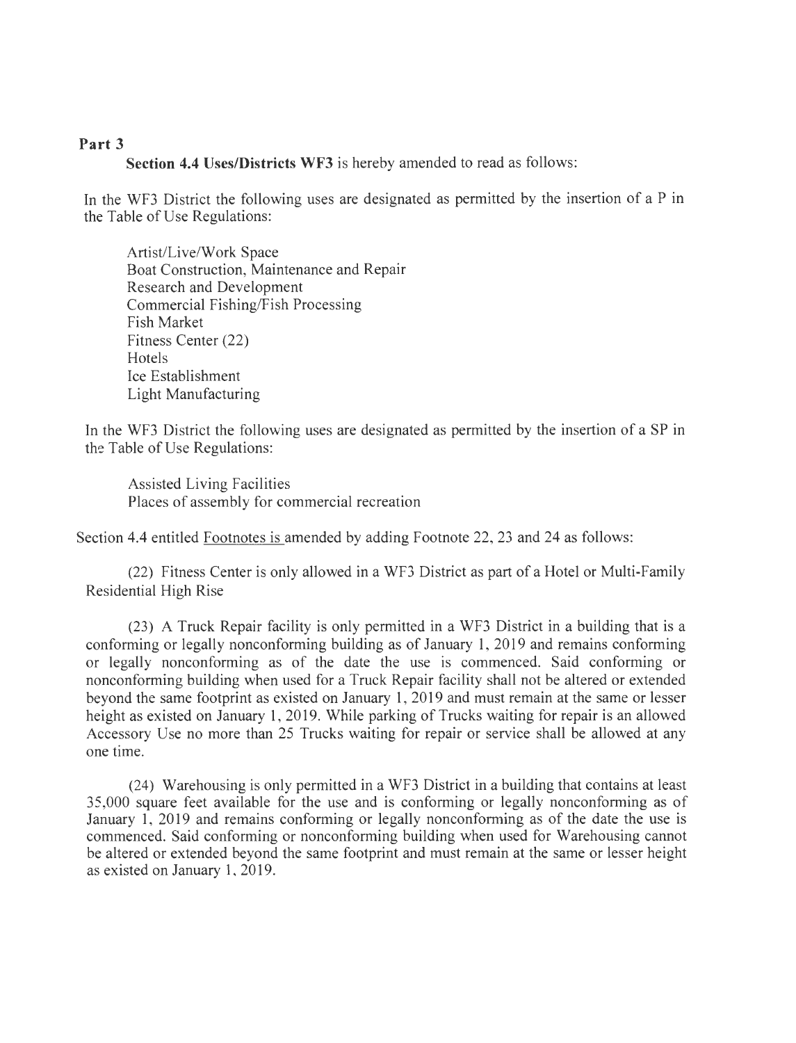**Part 3**

**Section 4.4 Uses/Districts WF3** is hereby amended to read as follows:

In the WF3 District the following uses are designated as permitted by the insertion of a P in the Table of Use Regulations:

Artist/Live/Work Space
Boat Construction, Maintenance and Repair
Research and Development
Commercial Fishing/Fish Processing
Fish Market
Fitness Center (22)
Hotels
Ice Establishment
Light Manufacturing

In the WF3 District the following uses are designated as permitted by the insertion of a SP in the Table of Use Regulations:

Assisted Living Facilities
Places of assembly for commercial recreation

Section 4.4 entitled Footnotes is amended by adding Footnote 22, 23 and 24 as follows:

(22) Fitness Center is only allowed in a WF3 District as part of a Hotel or Multi-Family Residential High Rise

(23) A Truck Repair facility is only permitted in a WF3 District in a building that is a conforming or legally nonconforming building as of January 1, 2019 and remains conforming or legally nonconforming as of the date the use is commenced. Said conforming or nonconforming building when used for a Truck Repair facility shall not be altered or extended beyond the same footprint as existed on January 1, 2019 and must remain at the same or lesser height as existed on January 1, 2019. While parking of Trucks waiting for repair is an allowed Accessory Use no more than 25 Trucks waiting for repair or service shall be allowed at any one time.

(24) Warehousing is only permitted in a WF3 District in a building that contains at least 35,000 square feet available for the use and is conforming or legally nonconforming as of January 1, 2019 and remains conforming or legally nonconforming as of the date the use is commenced. Said conforming or nonconforming building when used for Warehousing cannot be altered or extended beyond the same footprint and must remain at the same or lesser height as existed on January 1, 2019.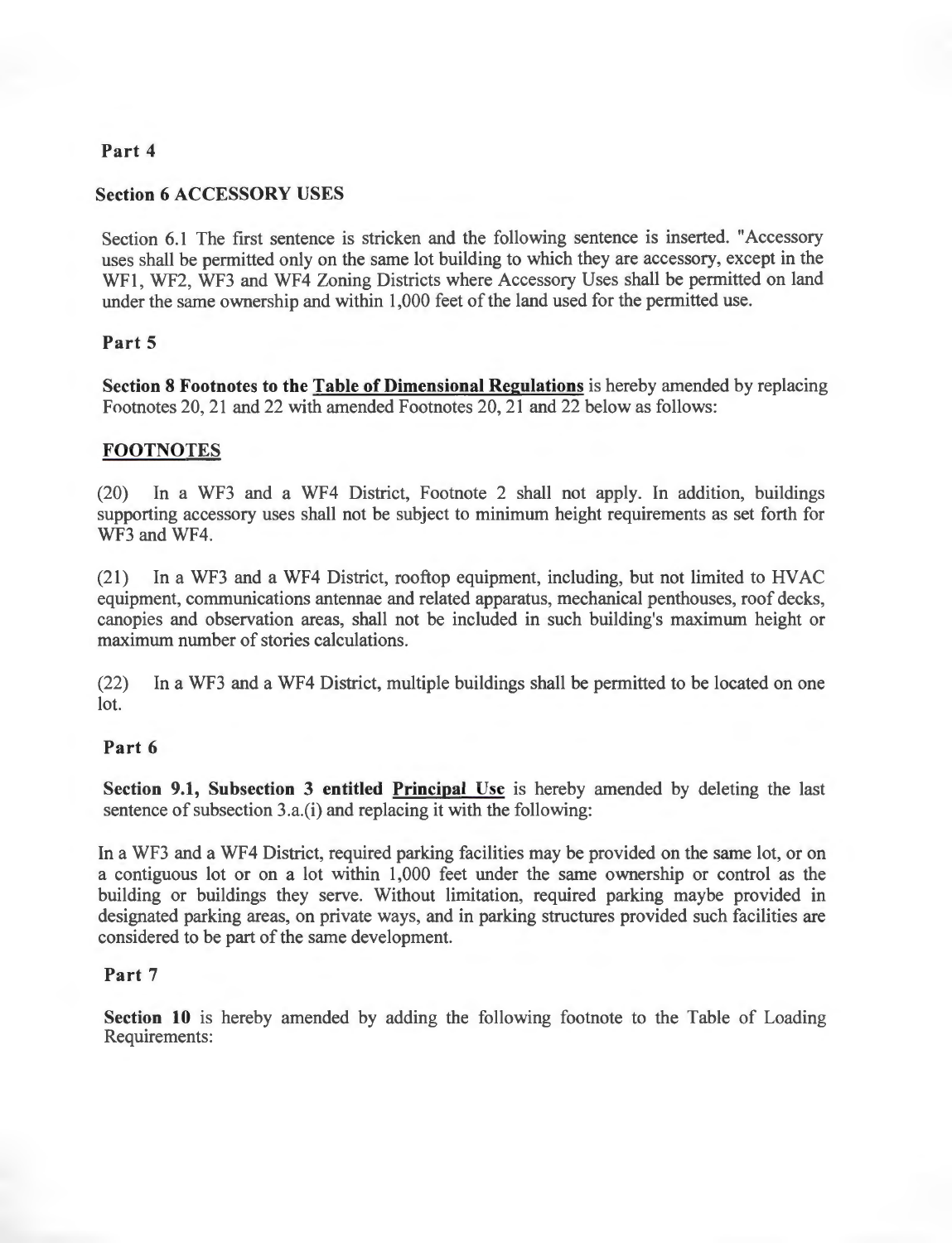**Part 4**

**Section 6 ACCESSORY USES**

Section 6.1 The first sentence is stricken and the following sentence is inserted. "Accessory uses shall be permitted only on the same lot building to which they are accessory, except in the WF1, WF2, WF3 and WF4 Zoning Districts where Accessory Uses shall be permitted on land under the same ownership and within 1,000 feet of the land used for the permitted use.

**Part 5**

**Section 8 Footnotes to the <u>Table of Dimensional Regulations</u>** is hereby amended by replacing Footnotes 20, 21 and 22 with amended Footnotes 20, 21 and 22 below as follows:

**<u>FOOTNOTES</u>**

(20) In a WF3 and a WF4 District, Footnote 2 shall not apply. In addition, buildings supporting accessory uses shall not be subject to minimum height requirements as set forth for WF3 and WF4.

(21) In a WF3 and a WF4 District, rooftop equipment, including, but not limited to HVAC equipment, communications antennae and related apparatus, mechanical penthouses, roof decks, canopies and observation areas, shall not be included in such building's maximum height or maximum number of stories calculations.

(22) In a WF3 and a WF4 District, multiple buildings shall be permitted to be located on one lot.

**Part 6**

**Section 9.1, Subsection 3 entitled <u>Principal Use</u>** is hereby amended by deleting the last sentence of subsection 3.a.(i) and replacing it with the following:

In a WF3 and a WF4 District, required parking facilities may be provided on the same lot, or on a contiguous lot or on a lot within 1,000 feet under the same ownership or control as the building or buildings they serve. Without limitation, required parking maybe provided in designated parking areas, on private ways, and in parking structures provided such facilities are considered to be part of the same development.

**Part 7**

**Section 10** is hereby amended by adding the following footnote to the Table of Loading Requirements: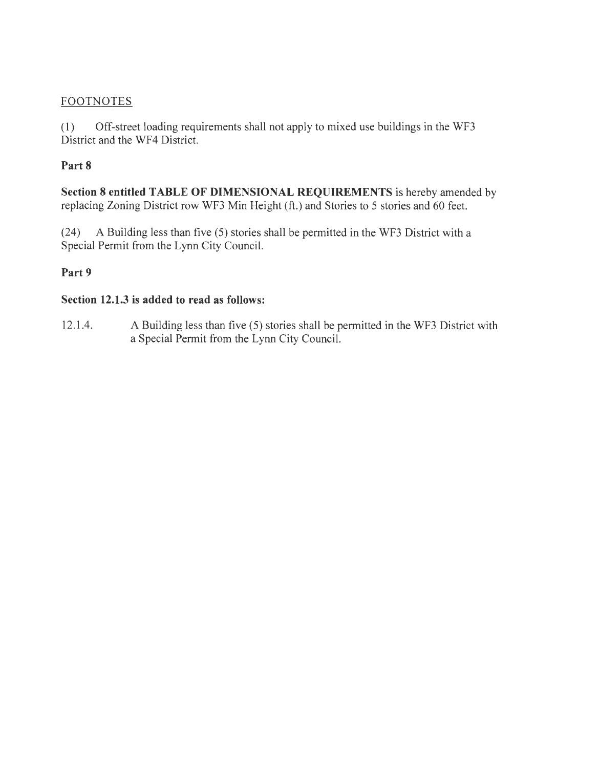FOOTNOTES

(1) Off-street loading requirements shall not apply to mixed use buildings in the WF3 District and the WF4 District.

**Part 8**

**Section 8 entitled TABLE OF DIMENSIONAL REQUIREMENTS** is hereby amended by replacing Zoning District row WF3 Min Height (ft.) and Stories to 5 stories and 60 feet.

(24) A Building less than five (5) stories shall be permitted in the WF3 District with a Special Permit from the Lynn City Council.

**Part 9**

**Section 12.1.3 is added to read as follows:**

12.1.4. A Building less than five (5) stories shall be permitted in the WF3 District with a Special Permit from the Lynn City Council.